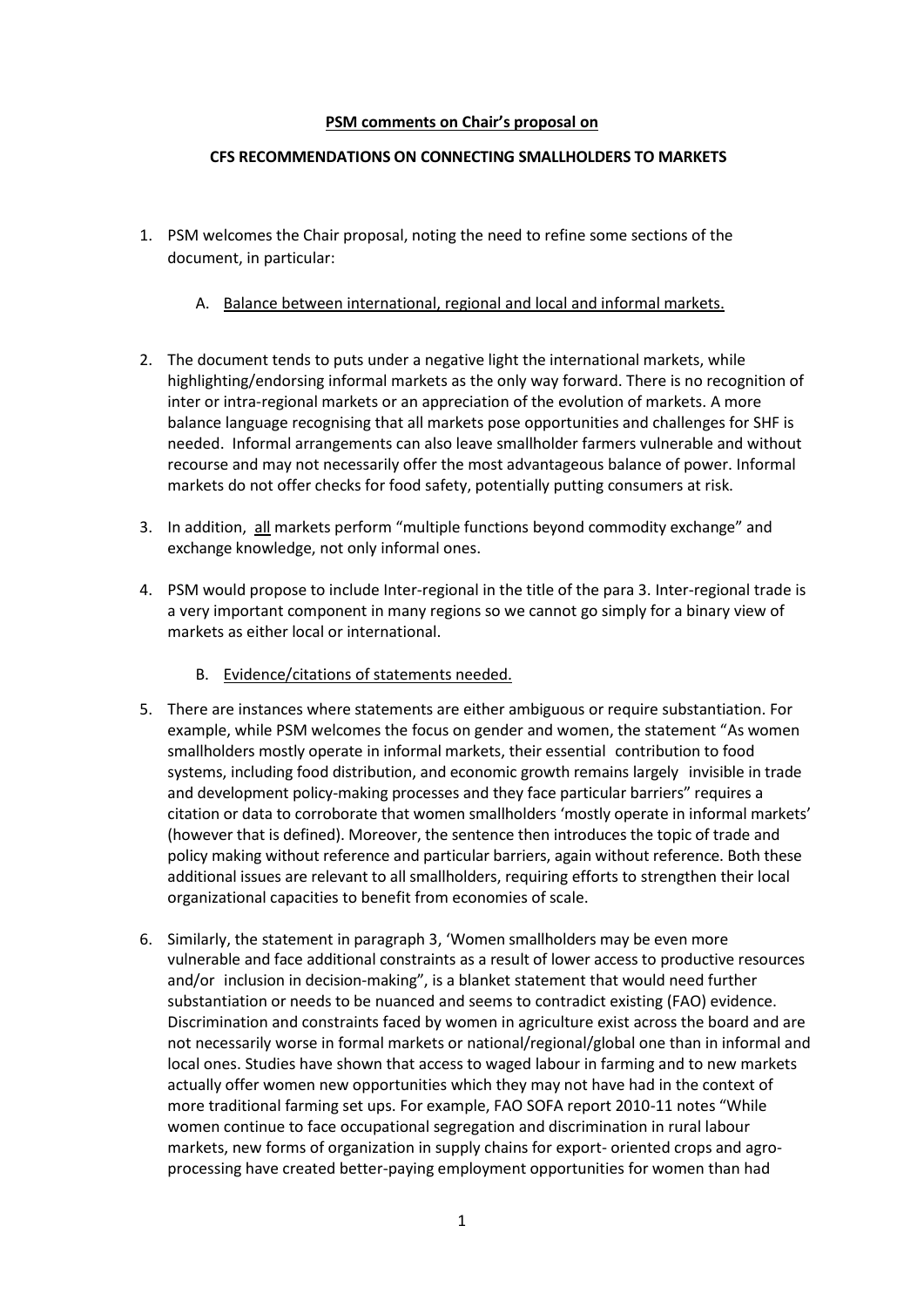**PSM comments on Chair's proposal on**

**CFS RECOMMENDATIONS ON CONNECTING SMALLHOLDERS TO MARKETS**

1. PSM welcomes the Chair proposal, noting the need to refine some sections of the document, in particular:

   A. Balance between international, regional and local and informal markets.

2. The document tends to puts under a negative light the international markets, while highlighting/endorsing informal markets as the only way forward. There is no recognition of inter or intra-regional markets or an appreciation of the evolution of markets. A more balance language recognising that all markets pose opportunities and challenges for SHF is needed. Informal arrangements can also leave smallholder farmers vulnerable and without recourse and may not necessarily offer the most advantageous balance of power. Informal markets do not offer checks for food safety, potentially putting consumers at risk.

3. In addition, all markets perform "multiple functions beyond commodity exchange" and exchange knowledge, not only informal ones.

4. PSM would propose to include Inter-regional in the title of the para 3. Inter-regional trade is a very important component in many regions so we cannot go simply for a binary view of markets as either local or international.

   B. Evidence/citations of statements needed.

5. There are instances where statements are either ambiguous or require substantiation. For example, while PSM welcomes the focus on gender and women, the statement "As women smallholders mostly operate in informal markets, their essential contribution to food systems, including food distribution, and economic growth remains largely invisible in trade and development policy-making processes and they face particular barriers" requires a citation or data to corroborate that women smallholders 'mostly operate in informal markets' (however that is defined). Moreover, the sentence then introduces the topic of trade and policy making without reference and particular barriers, again without reference. Both these additional issues are relevant to all smallholders, requiring efforts to strengthen their local organizational capacities to benefit from economies of scale.

6. Similarly, the statement in paragraph 3, 'Women smallholders may be even more vulnerable and face additional constraints as a result of lower access to productive resources and/or inclusion in decision-making", is a blanket statement that would need further substantiation or needs to be nuanced and seems to contradict existing (FAO) evidence. Discrimination and constraints faced by women in agriculture exist across the board and are not necessarily worse in formal markets or national/regional/global one than in informal and local ones. Studies have shown that access to waged labour in farming and to new markets actually offer women new opportunities which they may not have had in the context of more traditional farming set ups. For example, FAO SOFA report 2010-11 notes "While women continue to face occupational segregation and discrimination in rural labour markets, new forms of organization in supply chains for export- oriented crops and agro-processing have created better-paying employment opportunities for women than had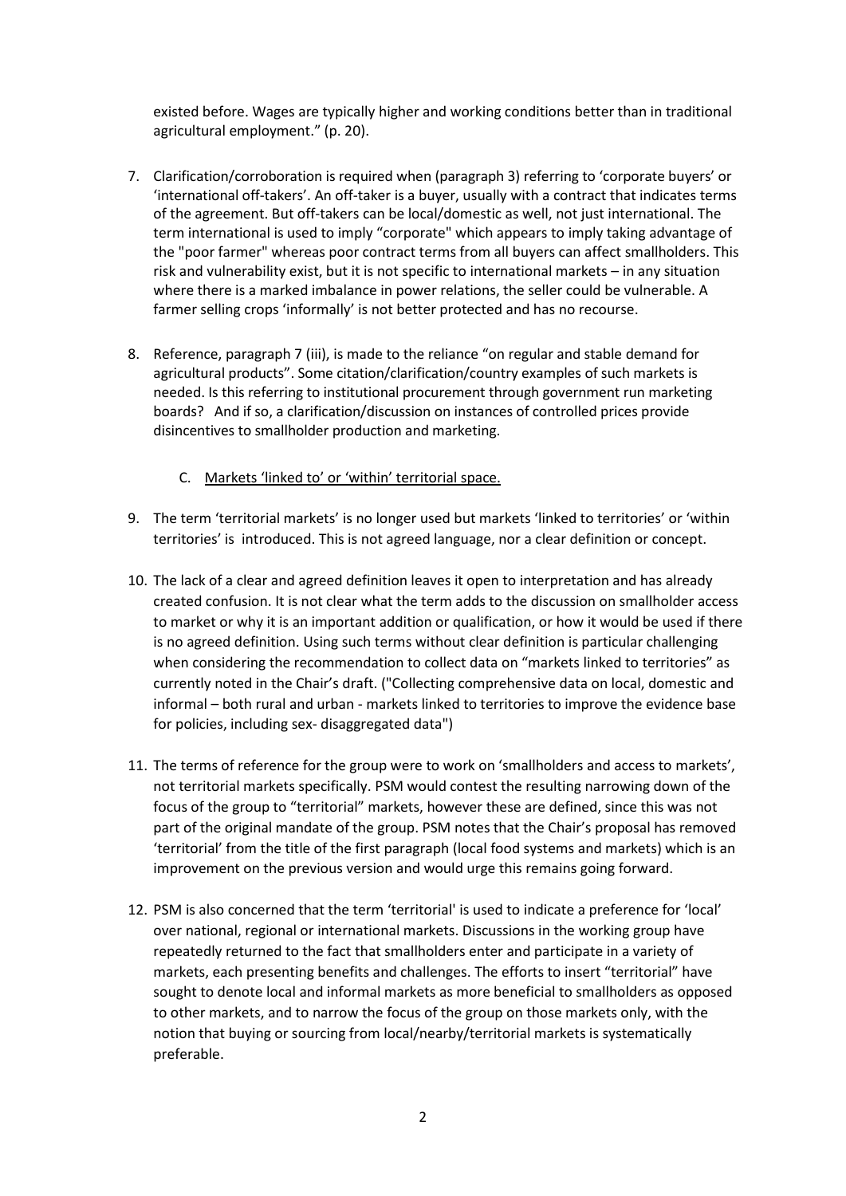existed before. Wages are typically higher and working conditions better than in traditional agricultural employment." (p. 20).

7. Clarification/corroboration is required when (paragraph 3) referring to 'corporate buyers' or 'international off-takers'. An off-taker is a buyer, usually with a contract that indicates terms of the agreement. But off-takers can be local/domestic as well, not just international. The term international is used to imply "corporate" which appears to imply taking advantage of the "poor farmer" whereas poor contract terms from all buyers can affect smallholders. This risk and vulnerability exist, but it is not specific to international markets – in any situation where there is a marked imbalance in power relations, the seller could be vulnerable. A farmer selling crops 'informally' is not better protected and has no recourse.

8. Reference, paragraph 7 (iii), is made to the reliance "on regular and stable demand for agricultural products". Some citation/clarification/country examples of such markets is needed. Is this referring to institutional procurement through government run marketing boards? And if so, a clarification/discussion on instances of controlled prices provide disincentives to smallholder production and marketing.

C. <u>Markets 'linked to' or 'within' territorial space.</u>

9. The term 'territorial markets' is no longer used but markets 'linked to territories' or 'within territories' is introduced. This is not agreed language, nor a clear definition or concept.

10. The lack of a clear and agreed definition leaves it open to interpretation and has already created confusion. It is not clear what the term adds to the discussion on smallholder access to market or why it is an important addition or qualification, or how it would be used if there is no agreed definition. Using such terms without clear definition is particular challenging when considering the recommendation to collect data on "markets linked to territories" as currently noted in the Chair's draft. ("Collecting comprehensive data on local, domestic and informal – both rural and urban - markets linked to territories to improve the evidence base for policies, including sex- disaggregated data")

11. The terms of reference for the group were to work on 'smallholders and access to markets', not territorial markets specifically. PSM would contest the resulting narrowing down of the focus of the group to "territorial" markets, however these are defined, since this was not part of the original mandate of the group. PSM notes that the Chair's proposal has removed 'territorial' from the title of the first paragraph (local food systems and markets) which is an improvement on the previous version and would urge this remains going forward.

12. PSM is also concerned that the term 'territorial' is used to indicate a preference for 'local' over national, regional or international markets. Discussions in the working group have repeatedly returned to the fact that smallholders enter and participate in a variety of markets, each presenting benefits and challenges. The efforts to insert "territorial" have sought to denote local and informal markets as more beneficial to smallholders as opposed to other markets, and to narrow the focus of the group on those markets only, with the notion that buying or sourcing from local/nearby/territorial markets is systematically preferable.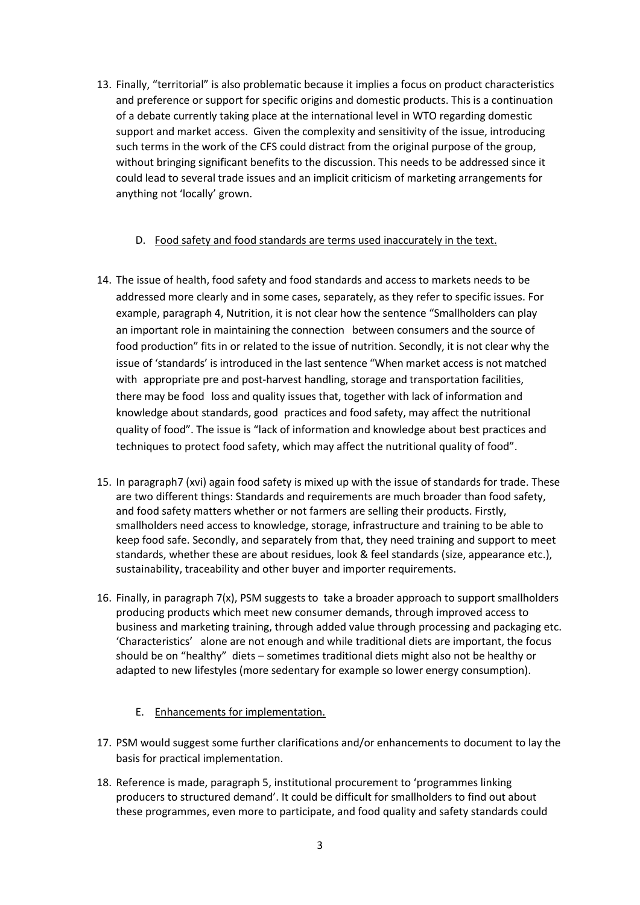13. Finally, "territorial" is also problematic because it implies a focus on product characteristics and preference or support for specific origins and domestic products. This is a continuation of a debate currently taking place at the international level in WTO regarding domestic support and market access. Given the complexity and sensitivity of the issue, introducing such terms in the work of the CFS could distract from the original purpose of the group, without bringing significant benefits to the discussion. This needs to be addressed since it could lead to several trade issues and an implicit criticism of marketing arrangements for anything not 'locally' grown.

D. Food safety and food standards are terms used inaccurately in the text.

14. The issue of health, food safety and food standards and access to markets needs to be addressed more clearly and in some cases, separately, as they refer to specific issues. For example, paragraph 4, Nutrition, it is not clear how the sentence "Smallholders can play an important role in maintaining the connection between consumers and the source of food production" fits in or related to the issue of nutrition. Secondly, it is not clear why the issue of 'standards' is introduced in the last sentence "When market access is not matched with appropriate pre and post-harvest handling, storage and transportation facilities, there may be food loss and quality issues that, together with lack of information and knowledge about standards, good practices and food safety, may affect the nutritional quality of food". The issue is "lack of information and knowledge about best practices and techniques to protect food safety, which may affect the nutritional quality of food".

15. In paragraph7 (xvi) again food safety is mixed up with the issue of standards for trade. These are two different things: Standards and requirements are much broader than food safety, and food safety matters whether or not farmers are selling their products. Firstly, smallholders need access to knowledge, storage, infrastructure and training to be able to keep food safe. Secondly, and separately from that, they need training and support to meet standards, whether these are about residues, look & feel standards (size, appearance etc.), sustainability, traceability and other buyer and importer requirements.

16. Finally, in paragraph 7(x), PSM suggests to take a broader approach to support smallholders producing products which meet new consumer demands, through improved access to business and marketing training, through added value through processing and packaging etc. 'Characteristics' alone are not enough and while traditional diets are important, the focus should be on "healthy" diets – sometimes traditional diets might also not be healthy or adapted to new lifestyles (more sedentary for example so lower energy consumption).

E. Enhancements for implementation.

17. PSM would suggest some further clarifications and/or enhancements to document to lay the basis for practical implementation.

18. Reference is made, paragraph 5, institutional procurement to 'programmes linking producers to structured demand'. It could be difficult for smallholders to find out about these programmes, even more to participate, and food quality and safety standards could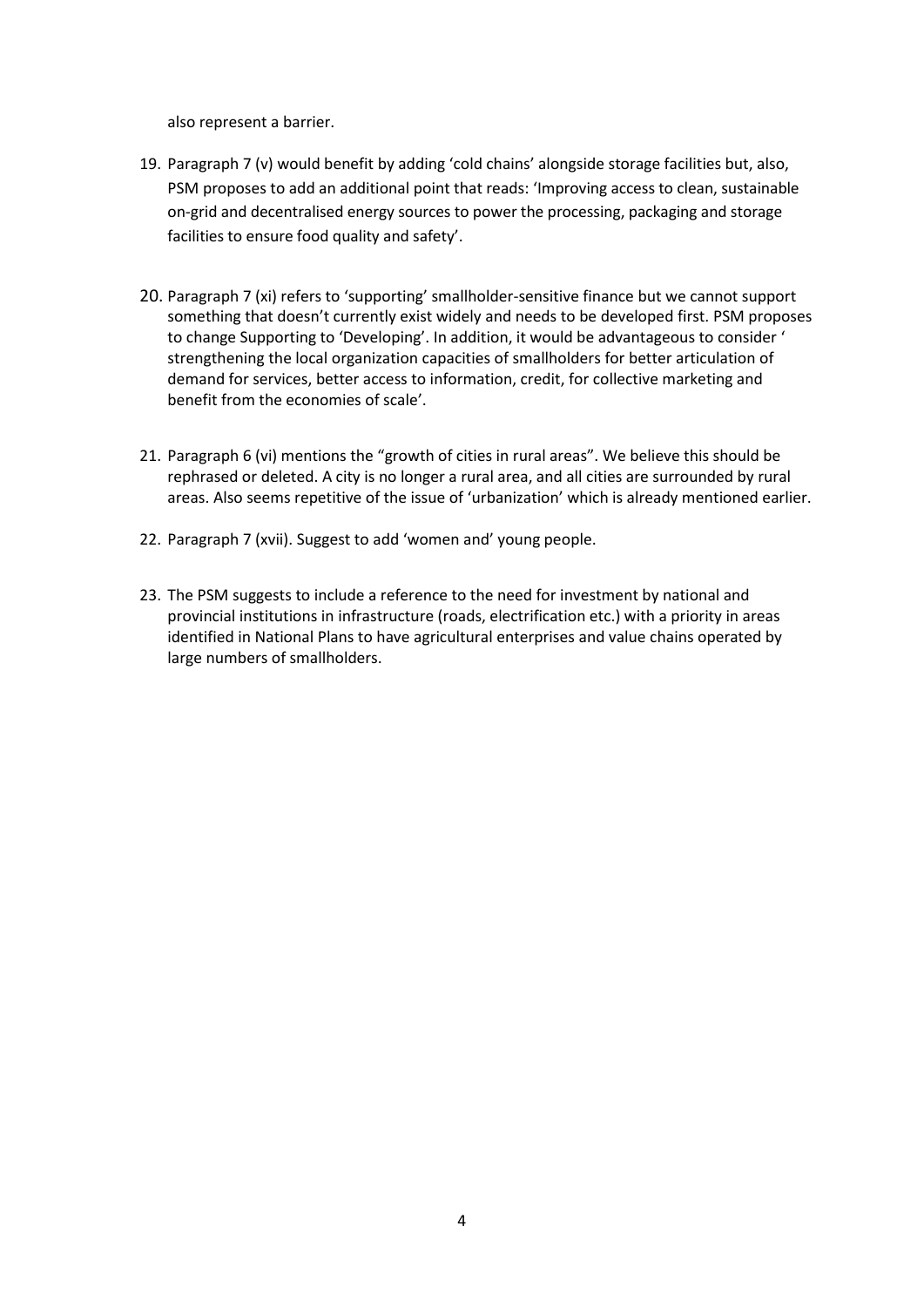also represent a barrier.

19. Paragraph 7 (v) would benefit by adding 'cold chains' alongside storage facilities but, also, PSM proposes to add an additional point that reads: 'Improving access to clean, sustainable on-grid and decentralised energy sources to power the processing, packaging and storage facilities to ensure food quality and safety'.

20. Paragraph 7 (xi) refers to 'supporting' smallholder-sensitive finance but we cannot support something that doesn't currently exist widely and needs to be developed first. PSM proposes to change Supporting to 'Developing'. In addition, it would be advantageous to consider ' strengthening the local organization capacities of smallholders for better articulation of demand for services, better access to information, credit, for collective marketing and benefit from the economies of scale'.

21. Paragraph 6 (vi) mentions the "growth of cities in rural areas". We believe this should be rephrased or deleted. A city is no longer a rural area, and all cities are surrounded by rural areas. Also seems repetitive of the issue of 'urbanization' which is already mentioned earlier.

22. Paragraph 7 (xvii). Suggest to add 'women and' young people.

23. The PSM suggests to include a reference to the need for investment by national and provincial institutions in infrastructure (roads, electrification etc.) with a priority in areas identified in National Plans to have agricultural enterprises and value chains operated by large numbers of smallholders.